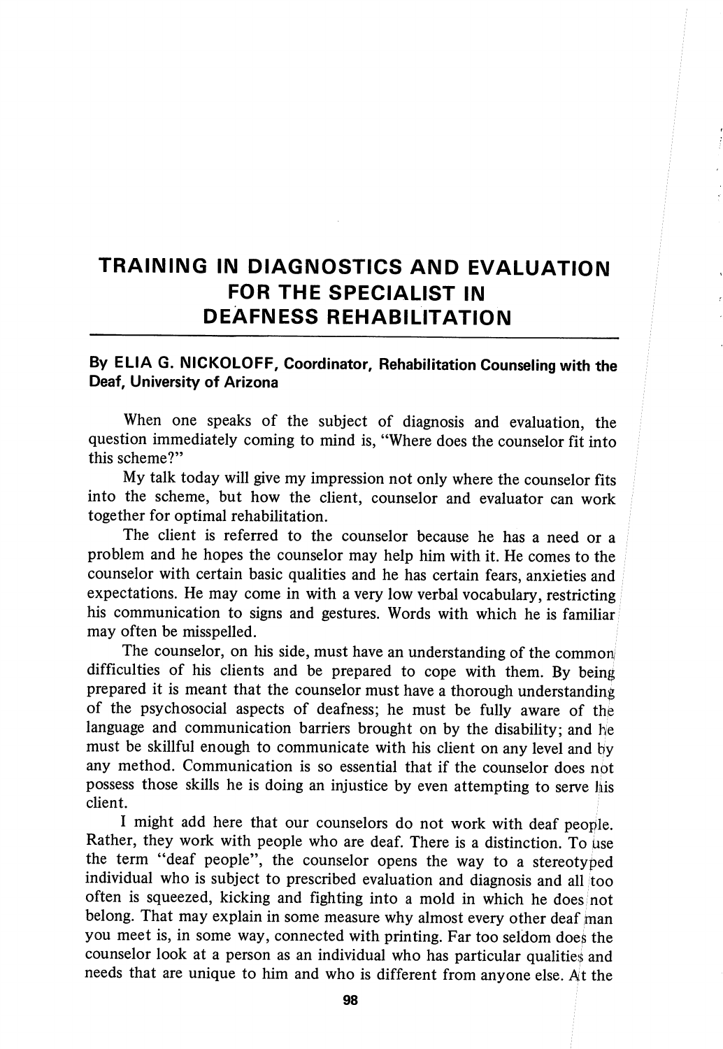# TRAINING IN DIAGNOSTICS AND EVALUATION FOR THE SPECIALIST IN DEAFNESS REHABILITATION

**By ELIA G. NICKOLOFF, Coordinator, Rehabilitation Counseling with the Deaf, University of Arizona**

When one speaks of the subject of diagnosis and evaluation, the question immediately coming to mind is, "Where does the counselor fit into this scheme?"

My talk today will give my impression not only where the counselor fits into the scheme, but how the client, counselor and evaluator can work together for optimal rehabilitation.

The client is referred to the counselor because he has a need or a problem and he hopes the counselor may help him with it. He comes to the counselor with certain basic qualities and he has certain fears, anxieties and expectations. He may come in with a very low verbal vocabulary, restricting his communication to signs and gestures. Words with which he is familiar may often be misspelled.

The counselor, on his side, must have an understanding of the common difficulties of his clients and be prepared to cope with them. By being prepared it is meant that the counselor must have a thorough understanding of the psychosocial aspects of deafness; he must be fully aware of the language and communication barriers brought on by the disability; and he must be skillful enough to communicate with his client on any level and by any method. Communication is so essential that if the counselor does not possess those skills he is doing an injustice by even attempting to serve his client.

I might add here that our counselors do not work with deaf people. Rather, they work with people who are deaf. There is a distinction. To use the term "deaf people", the counselor opens the way to a stereotyped individual who is subject to prescribed evaluation and diagnosis and all too often is squeezed, kicking and fighting into a mold in which he does not belong. That may explain in some measure why almost every other deaf man you meet is, in some way, connected with printing. Far too seldom does the counselor look at a person as an individual who has particular qualities and needs that are unique to him and who is different from anyone else. At the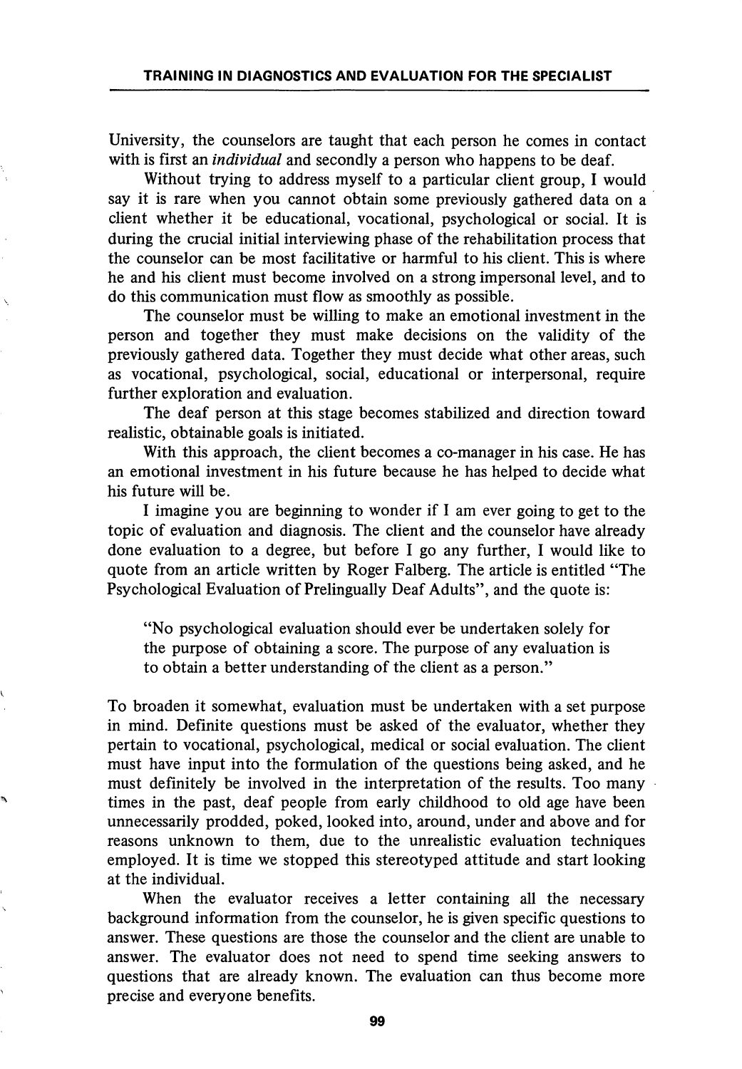University, the counselors are taught that each person he comes in contact with is first an *individual* and secondly a person who happens to be deaf.

Without trying to address myself to a particular client group, I would say it is rare when you cannot obtain some previously gathered data on a client whether it be educational, vocational, psychological or social. It is during the crucial initial interviewing phase of the rehabilitation process that the counselor can be most facilitative or harmful to his client. This is where he and his client must become involved on a strong impersonal level, and to do this communication must flow as smoothly as possible.

The counselor must be willing to make an emotional investment in the person and together they must make decisions on the validity of the previously gathered data. Together they must decide what other areas, such as vocational, psychological, social, educational or interpersonal, require further exploration and evaluation.

The deaf person at this stage becomes stabilized and direction toward realistic, obtainable goals is initiated.

With this approach, the client becomes a co-manager in his case. He has an emotional investment in his future because he has helped to decide what his future will be.

I imagine you are beginning to wonder if I am ever going to get to the topic of evaluation and diagnosis. The client and the counselor have already done evaluation to a degree, but before I go any further, I would like to quote from an article written by Roger Falberg. The article is entitled "The Psychological Evaluation of Prelingually Deaf Adults", and the quote is:

> "No psychological evaluation should ever be undertaken solely for the purpose of obtaining a score. The purpose of any evaluation is to obtain a better understanding of the client as a person."

To broaden it somewhat, evaluation must be undertaken with a set purpose in mind. Definite questions must be asked of the evaluator, whether they pertain to vocational, psychological, medical or social evaluation. The client must have input into the formulation of the questions being asked, and he must definitely be involved in the interpretation of the results. Too many times in the past, deaf people from early childhood to old age have been unnecessarily prodded, poked, looked into, around, under and above and for reasons unknown to them, due to the unrealistic evaluation techniques employed. It is time we stopped this stereotyped attitude and start looking at the individual.

When the evaluator receives a letter containing all the necessary background information from the counselor, he is given specific questions to answer. These questions are those the counselor and the client are unable to answer. The evaluator does not need to spend time seeking answers to questions that are already known. The evaluation can thus become more precise and everyone benefits.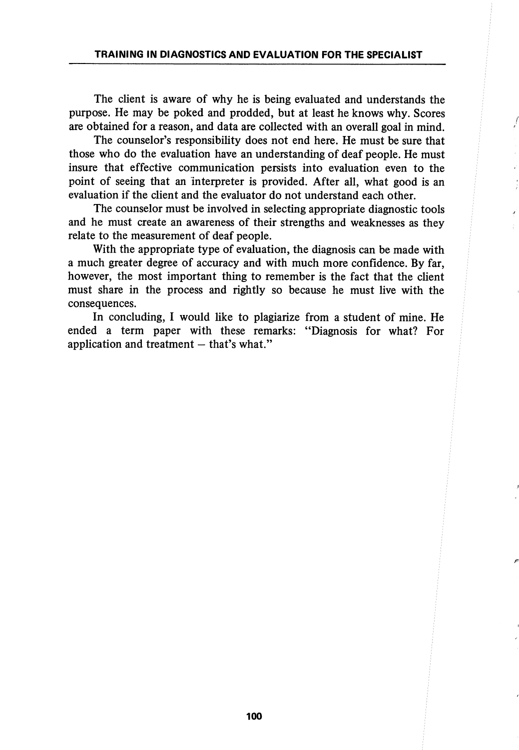The client is aware of why he is being evaluated and understands the purpose. He may be poked and prodded, but at least he knows why. Scores are obtained for a reason, and data are collected with an overall goal in mind.

The counselor's responsibility does not end here. He must be sure that those who do the evaluation have an understanding of deaf people. He must insure that effective communication persists into evaluation even to the point of seeing that an interpreter is provided. After all, what good is an evaluation if the client and the evaluator do not understand each other.

The counselor must be involved in selecting appropriate diagnostic tools and he must create an awareness of their strengths and weaknesses as they relate to the measurement of deaf people.

With the appropriate type of evaluation, the diagnosis can be made with a much greater degree of accuracy and with much more confidence. By far, however, the most important thing to remember is the fact that the client must share in the process and rightly so because he must live with the consequences.

In concluding, I would like to plagiarize from a student of mine. He ended a term paper with these remarks: "Diagnosis for what? For application and treatment – that's what."